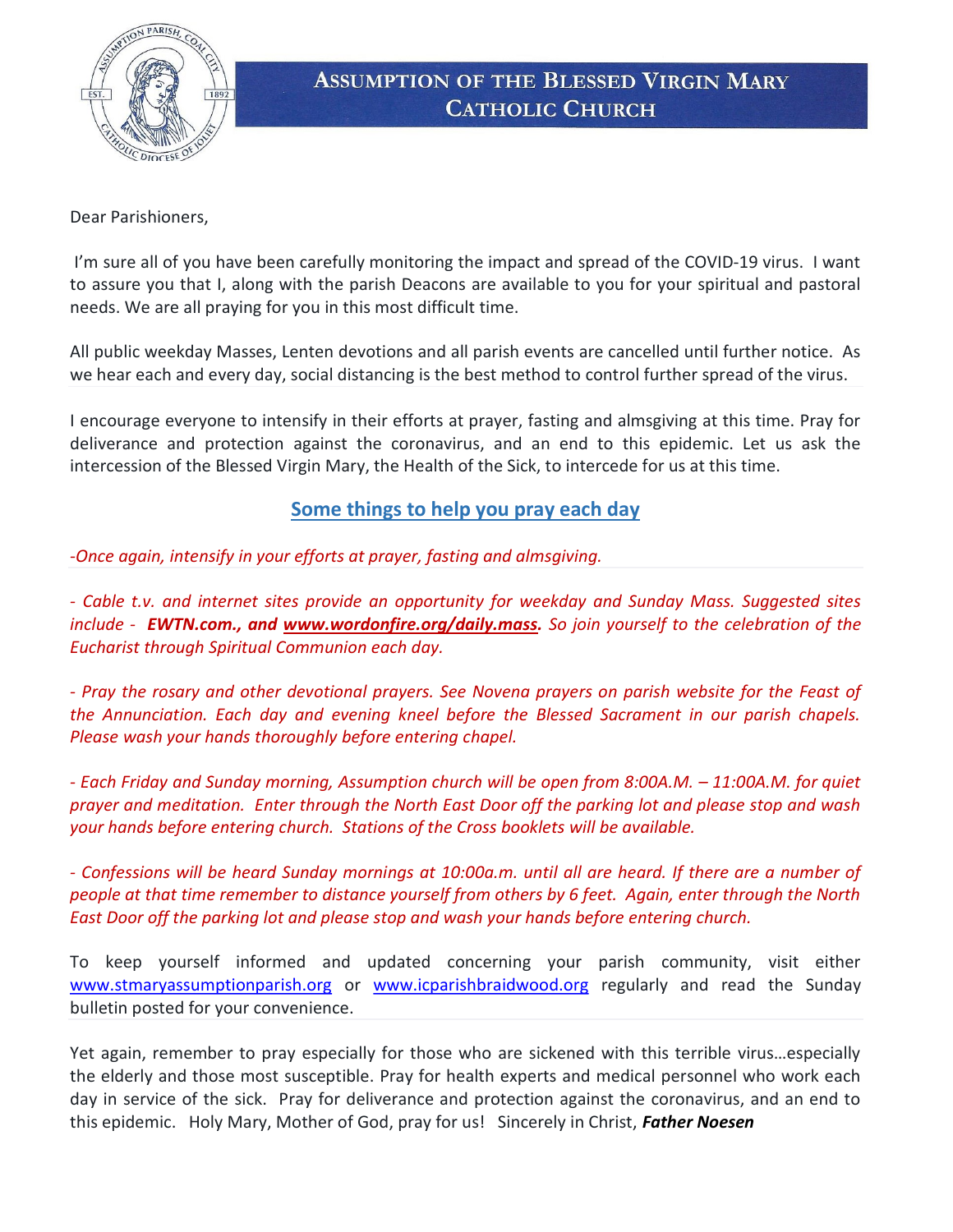# Assumption of the Blessed Virgin Mary Catholic Church

Dear Parishioners,

I'm sure all of you have been carefully monitoring the impact and spread of the COVID-19 virus. I want to assure you that I, along with the parish Deacons are available to you for your spiritual and pastoral needs. We are all praying for you in this most difficult time.

All public weekday Masses, Lenten devotions and all parish events are cancelled until further notice. As we hear each and every day, social distancing is the best method to control further spread of the virus.

I encourage everyone to intensify in their efforts at prayer, fasting and almsgiving at this time. Pray for deliverance and protection against the coronavirus, and an end to this epidemic. Let us ask the intercession of the Blessed Virgin Mary, the Health of the Sick, to intercede for us at this time.

## Some things to help you pray each day

*-Once again, intensify in your efforts at prayer, fasting and almsgiving.*

*- Cable t.v. and internet sites provide an opportunity for weekday and Sunday Mass. Suggested sites include - **EWTN.com., and www.wordonfire.org/daily.mass.** So join yourself to the celebration of the Eucharist through Spiritual Communion each day.*

*- Pray the rosary and other devotional prayers. See Novena prayers on parish website for the Feast of the Annunciation. Each day and evening kneel before the Blessed Sacrament in our parish chapels. Please wash your hands thoroughly before entering chapel.*

*- Each Friday and Sunday morning, Assumption church will be open from 8:00A.M. – 11:00A.M. for quiet prayer and meditation. Enter through the North East Door off the parking lot and please stop and wash your hands before entering church. Stations of the Cross booklets will be available.*

*- Confessions will be heard Sunday mornings at 10:00a.m. until all are heard. If there are a number of people at that time remember to distance yourself from others by 6 feet. Again, enter through the North East Door off the parking lot and please stop and wash your hands before entering church.*

To keep yourself informed and updated concerning your parish community, visit either www.stmaryassumptionparish.org or www.icparishbraidwood.org regularly and read the Sunday bulletin posted for your convenience.

Yet again, remember to pray especially for those who are sickened with this terrible virus…especially the elderly and those most susceptible. Pray for health experts and medical personnel who work each day in service of the sick. Pray for deliverance and protection against the coronavirus, and an end to this epidemic. Holy Mary, Mother of God, pray for us! Sincerely in Christ, ***Father Noesen***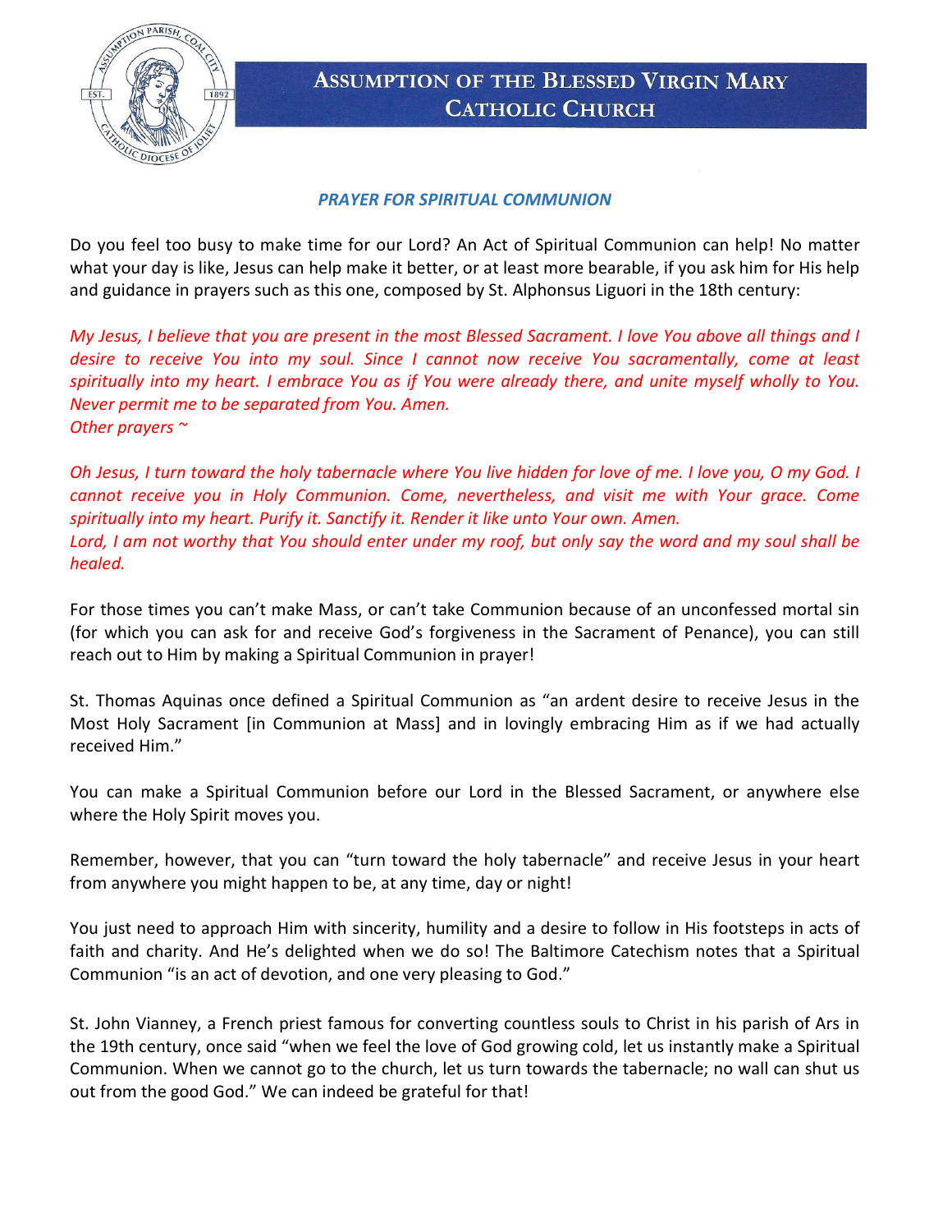# Assumption of the Blessed Virgin Mary Catholic Church

## *PRAYER FOR SPIRITUAL COMMUNION*

Do you feel too busy to make time for our Lord? An Act of Spiritual Communion can help! No matter what your day is like, Jesus can help make it better, or at least more bearable, if you ask him for His help and guidance in prayers such as this one, composed by St. Alphonsus Liguori in the 18th century:

*My Jesus, I believe that you are present in the most Blessed Sacrament. I love You above all things and I desire to receive You into my soul. Since I cannot now receive You sacramentally, come at least spiritually into my heart. I embrace You as if You were already there, and unite myself wholly to You. Never permit me to be separated from You. Amen.*
*Other prayers ~*

*Oh Jesus, I turn toward the holy tabernacle where You live hidden for love of me. I love you, O my God. I cannot receive you in Holy Communion. Come, nevertheless, and visit me with Your grace. Come spiritually into my heart. Purify it. Sanctify it. Render it like unto Your own. Amen.*
*Lord, I am not worthy that You should enter under my roof, but only say the word and my soul shall be healed.*

For those times you can't make Mass, or can't take Communion because of an unconfessed mortal sin (for which you can ask for and receive God's forgiveness in the Sacrament of Penance), you can still reach out to Him by making a Spiritual Communion in prayer!

St. Thomas Aquinas once defined a Spiritual Communion as "an ardent desire to receive Jesus in the Most Holy Sacrament [in Communion at Mass] and in lovingly embracing Him as if we had actually received Him."

You can make a Spiritual Communion before our Lord in the Blessed Sacrament, or anywhere else where the Holy Spirit moves you.

Remember, however, that you can "turn toward the holy tabernacle" and receive Jesus in your heart from anywhere you might happen to be, at any time, day or night!

You just need to approach Him with sincerity, humility and a desire to follow in His footsteps in acts of faith and charity. And He's delighted when we do so! The Baltimore Catechism notes that a Spiritual Communion "is an act of devotion, and one very pleasing to God."

St. John Vianney, a French priest famous for converting countless souls to Christ in his parish of Ars in the 19th century, once said "when we feel the love of God growing cold, let us instantly make a Spiritual Communion. When we cannot go to the church, let us turn towards the tabernacle; no wall can shut us out from the good God." We can indeed be grateful for that!